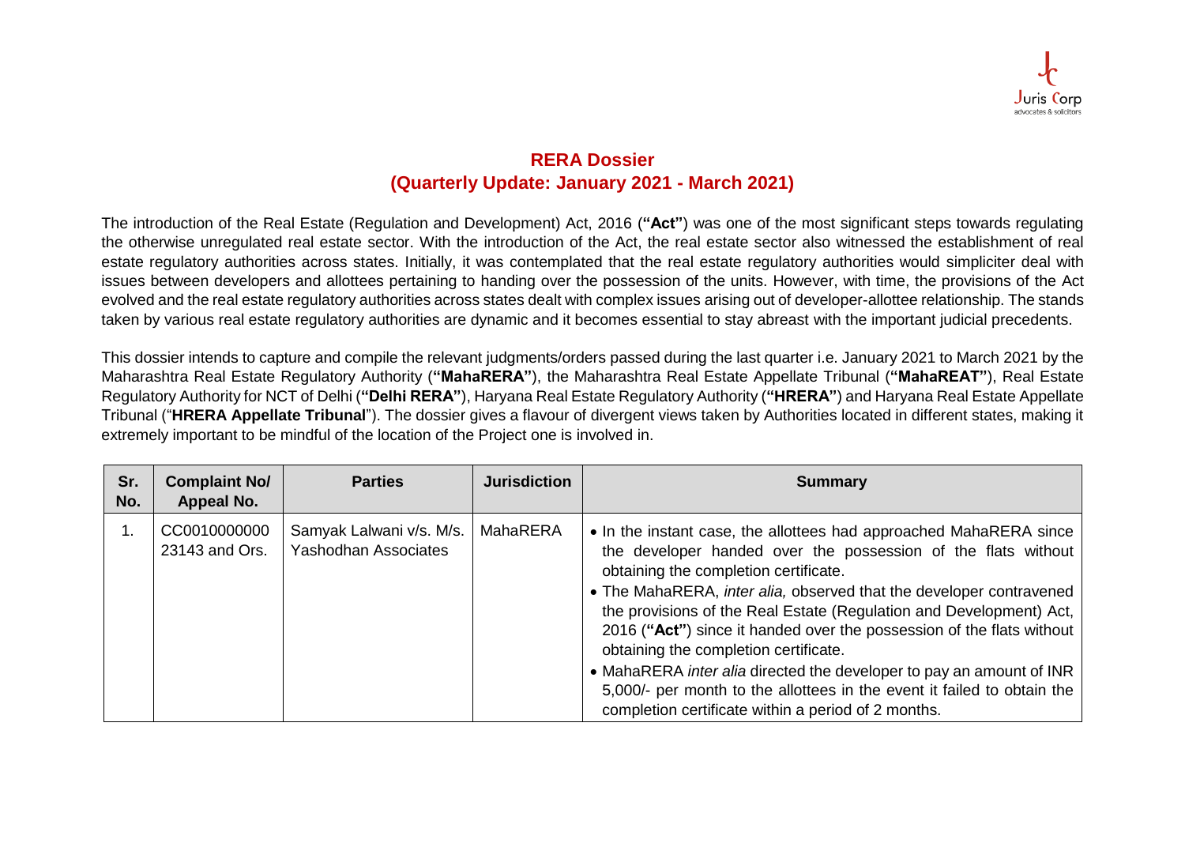## RERA Dossier
## (Quarterly Update: January 2021 - March 2021)

The introduction of the Real Estate (Regulation and Development) Act, 2016 (**"Act"**) was one of the most significant steps towards regulating the otherwise unregulated real estate sector. With the introduction of the Act, the real estate sector also witnessed the establishment of real estate regulatory authorities across states. Initially, it was contemplated that the real estate regulatory authorities would simpliciter deal with issues between developers and allottees pertaining to handing over the possession of the units. However, with time, the provisions of the Act evolved and the real estate regulatory authorities across states dealt with complex issues arising out of developer-allottee relationship. The stands taken by various real estate regulatory authorities are dynamic and it becomes essential to stay abreast with the important judicial precedents.

This dossier intends to capture and compile the relevant judgments/orders passed during the last quarter i.e. January 2021 to March 2021 by the Maharashtra Real Estate Regulatory Authority (**"MahaRERA"**), the Maharashtra Real Estate Appellate Tribunal (**"MahaREAT"**), Real Estate Regulatory Authority for NCT of Delhi (**"Delhi RERA"**), Haryana Real Estate Regulatory Authority (**"HRERA"**) and Haryana Real Estate Appellate Tribunal ("**HRERA Appellate Tribunal**"). The dossier gives a flavour of divergent views taken by Authorities located in different states, making it extremely important to be mindful of the location of the Project one is involved in.

| Sr. No. | Complaint No/ Appeal No. | Parties | Jurisdiction | Summary |
|---|---|---|---|---|
| 1. | CC0010000000 23143 and Ors. | Samyak Lalwani v/s. M/s. Yashodhan Associates | MahaRERA | • In the instant case, the allottees had approached MahaRERA since the developer handed over the possession of the flats without obtaining the completion certificate.<br>• The MahaRERA, *inter alia,* observed that the developer contravened the provisions of the Real Estate (Regulation and Development) Act, 2016 (**"Act"**) since it handed over the possession of the flats without obtaining the completion certificate.<br>• MahaRERA *inter alia* directed the developer to pay an amount of INR 5,000/- per month to the allottees in the event it failed to obtain the completion certificate within a period of 2 months. |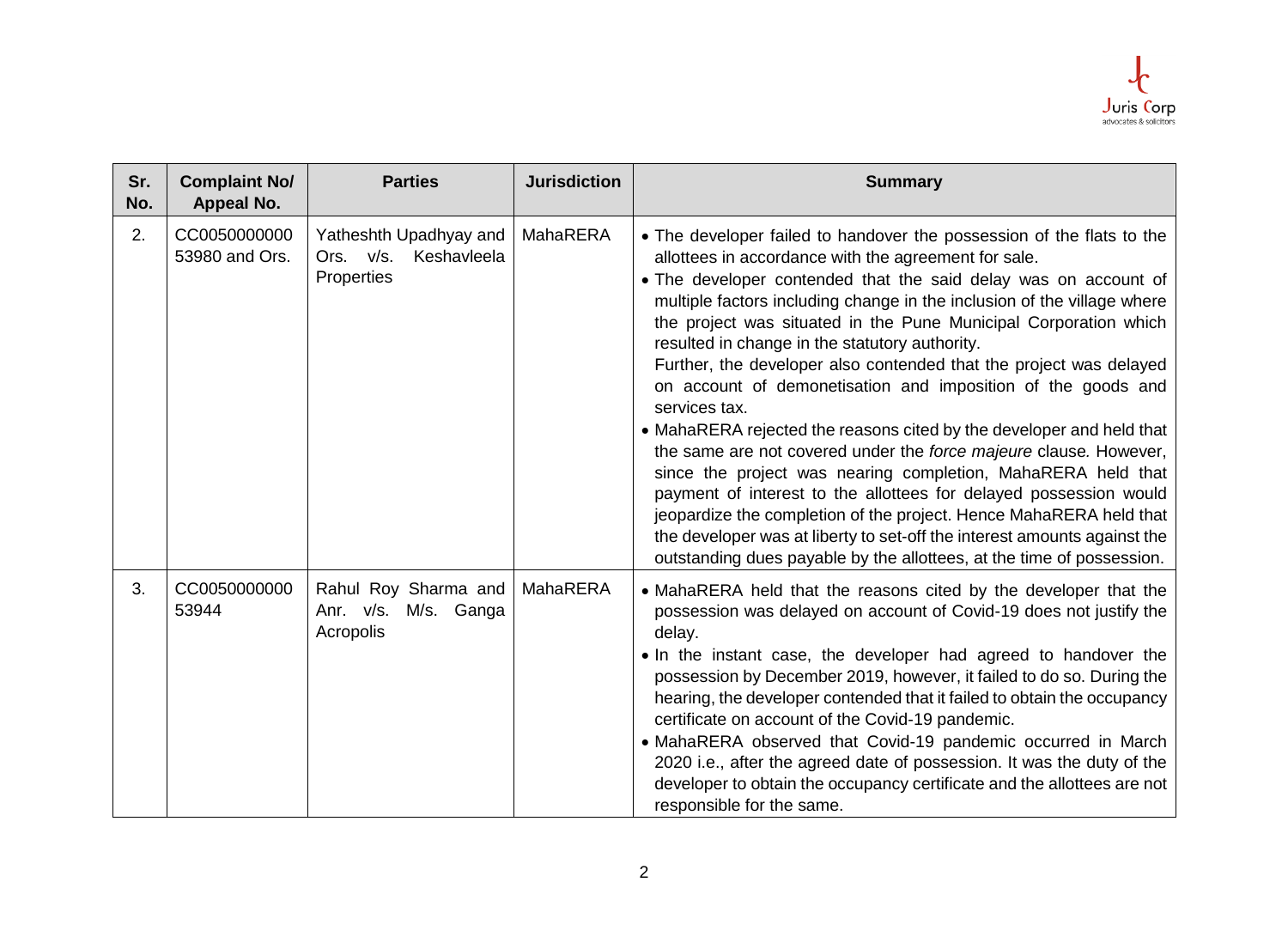| Sr. No. | Complaint No/ Appeal No. | Parties | Jurisdiction | Summary |
|---|---|---|---|---|
| 2. | CC0050000000 53980 and Ors. | Yatheshth Upadhyay and Ors. v/s. Keshavleela Properties | MahaRERA | • The developer failed to handover the possession of the flats to the allottees in accordance with the agreement for sale.<br>• The developer contended that the said delay was on account of multiple factors including change in the inclusion of the village where the project was situated in the Pune Municipal Corporation which resulted in change in the statutory authority.<br>Further, the developer also contended that the project was delayed on account of demonetisation and imposition of the goods and services tax.<br>• MahaRERA rejected the reasons cited by the developer and held that the same are not covered under the *force majeure* clause. However, since the project was nearing completion, MahaRERA held that payment of interest to the allottees for delayed possession would jeopardize the completion of the project. Hence MahaRERA held that the developer was at liberty to set-off the interest amounts against the outstanding dues payable by the allottees, at the time of possession. |
| 3. | CC0050000000 53944 | Rahul Roy Sharma and Anr. v/s. M/s. Ganga Acropolis | MahaRERA | • MahaRERA held that the reasons cited by the developer that the possession was delayed on account of Covid-19 does not justify the delay.<br>• In the instant case, the developer had agreed to handover the possession by December 2019, however, it failed to do so. During the hearing, the developer contended that it failed to obtain the occupancy certificate on account of the Covid-19 pandemic.<br>• MahaRERA observed that Covid-19 pandemic occurred in March 2020 i.e., after the agreed date of possession. It was the duty of the developer to obtain the occupancy certificate and the allottees are not responsible for the same. |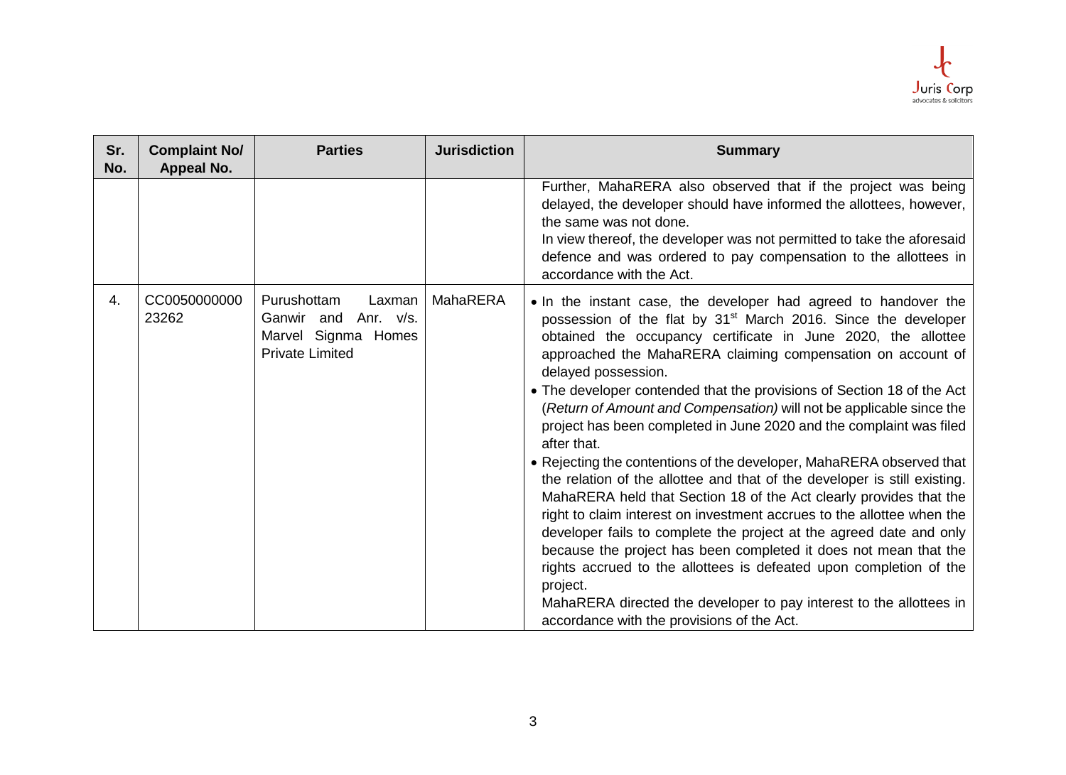| Sr. No. | Complaint No/ Appeal No. | Parties | Jurisdiction | Summary |
|---|---|---|---|---|
| | | | | Further, MahaRERA also observed that if the project was being delayed, the developer should have informed the allottees, however, the same was not done.<br>In view thereof, the developer was not permitted to take the aforesaid defence and was ordered to pay compensation to the allottees in accordance with the Act. |
| 4. | CC0050000000 23262 | Purushottam Laxman Ganwir and Anr. v/s. Marvel Signma Homes Private Limited | MahaRERA | • In the instant case, the developer had agreed to handover the possession of the flat by 31st March 2016. Since the developer obtained the occupancy certificate in June 2020, the allottee approached the MahaRERA claiming compensation on account of delayed possession.<br>• The developer contended that the provisions of Section 18 of the Act (*Return of Amount and Compensation)* will not be applicable since the project has been completed in June 2020 and the complaint was filed after that.<br>• Rejecting the contentions of the developer, MahaRERA observed that the relation of the allottee and that of the developer is still existing. MahaRERA held that Section 18 of the Act clearly provides that the right to claim interest on investment accrues to the allottee when the developer fails to complete the project at the agreed date and only because the project has been completed it does not mean that the rights accrued to the allottees is defeated upon completion of the project.<br>MahaRERA directed the developer to pay interest to the allottees in accordance with the provisions of the Act. |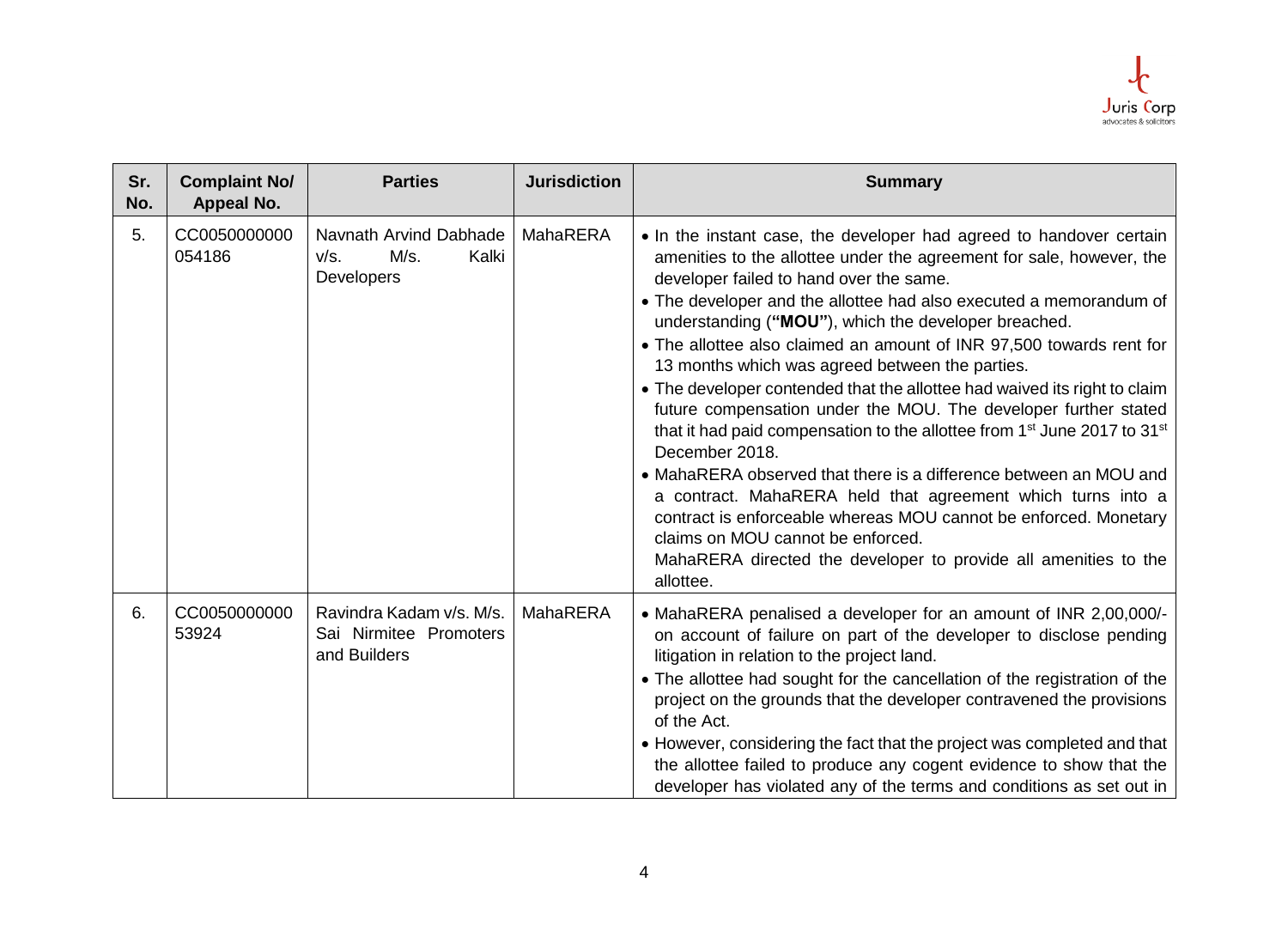| Sr. No. | Complaint No/ Appeal No. | Parties | Jurisdiction | Summary |
|---|---|---|---|---|
| 5. | CC0050000000 054186 | Navnath Arvind Dabhade v/s. M/s. Kalki Developers | MahaRERA | • In the instant case, the developer had agreed to handover certain amenities to the allottee under the agreement for sale, however, the developer failed to hand over the same.<br>• The developer and the allottee had also executed a memorandum of understanding (**"MOU"**), which the developer breached.<br>• The allottee also claimed an amount of INR 97,500 towards rent for 13 months which was agreed between the parties.<br>• The developer contended that the allottee had waived its right to claim future compensation under the MOU. The developer further stated that it had paid compensation to the allottee from 1st June 2017 to 31st December 2018.<br>• MahaRERA observed that there is a difference between an MOU and a contract. MahaRERA held that agreement which turns into a contract is enforceable whereas MOU cannot be enforced. Monetary claims on MOU cannot be enforced.<br>MahaRERA directed the developer to provide all amenities to the allottee. |
| 6. | CC0050000000 53924 | Ravindra Kadam v/s. M/s. Sai Nirmitee Promoters and Builders | MahaRERA | • MahaRERA penalised a developer for an amount of INR 2,00,000/- on account of failure on part of the developer to disclose pending litigation in relation to the project land.<br>• The allottee had sought for the cancellation of the registration of the project on the grounds that the developer contravened the provisions of the Act.<br>• However, considering the fact that the project was completed and that the allottee failed to produce any cogent evidence to show that the developer has violated any of the terms and conditions as set out in |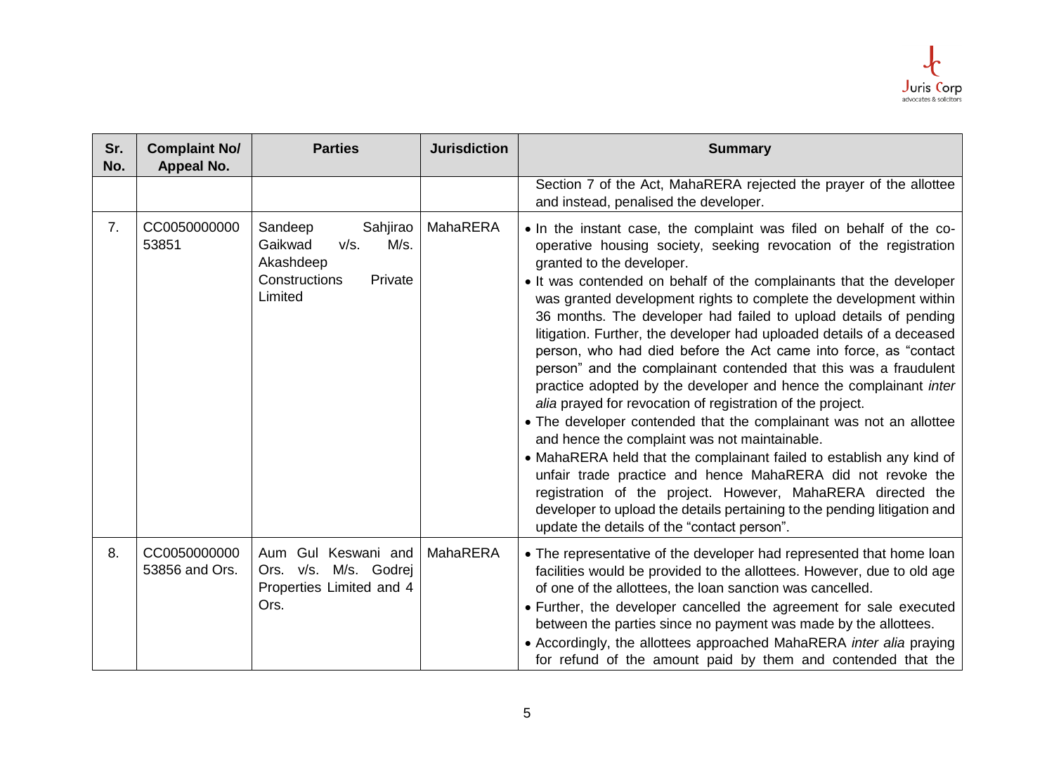| Sr. No. | Complaint No/ Appeal No. | Parties | Jurisdiction | Summary |
|---|---|---|---|---|
| | | | | Section 7 of the Act, MahaRERA rejected the prayer of the allottee and instead, penalised the developer. |
| 7. | CC0050000000 53851 | Sandeep Sahjirao Gaikwad v/s. M/s. Akashdeep Constructions Private Limited | MahaRERA | • In the instant case, the complaint was filed on behalf of the co-operative housing society, seeking revocation of the registration granted to the developer. <br>• It was contended on behalf of the complainants that the developer was granted development rights to complete the development within 36 months. The developer had failed to upload details of pending litigation. Further, the developer had uploaded details of a deceased person, who had died before the Act came into force, as "contact person" and the complainant contended that this was a fraudulent practice adopted by the developer and hence the complainant *inter alia* prayed for revocation of registration of the project. <br>• The developer contended that the complainant was not an allottee and hence the complaint was not maintainable. <br>• MahaRERA held that the complainant failed to establish any kind of unfair trade practice and hence MahaRERA did not revoke the registration of the project. However, MahaRERA directed the developer to upload the details pertaining to the pending litigation and update the details of the "contact person". |
| 8. | CC0050000000 53856 and Ors. | Aum Gul Keswani and Ors. v/s. M/s. Godrej Properties Limited and 4 Ors. | MahaRERA | • The representative of the developer had represented that home loan facilities would be provided to the allottees. However, due to old age of one of the allottees, the loan sanction was cancelled. <br>• Further, the developer cancelled the agreement for sale executed between the parties since no payment was made by the allottees. <br>• Accordingly, the allottees approached MahaRERA *inter alia* praying for refund of the amount paid by them and contended that the |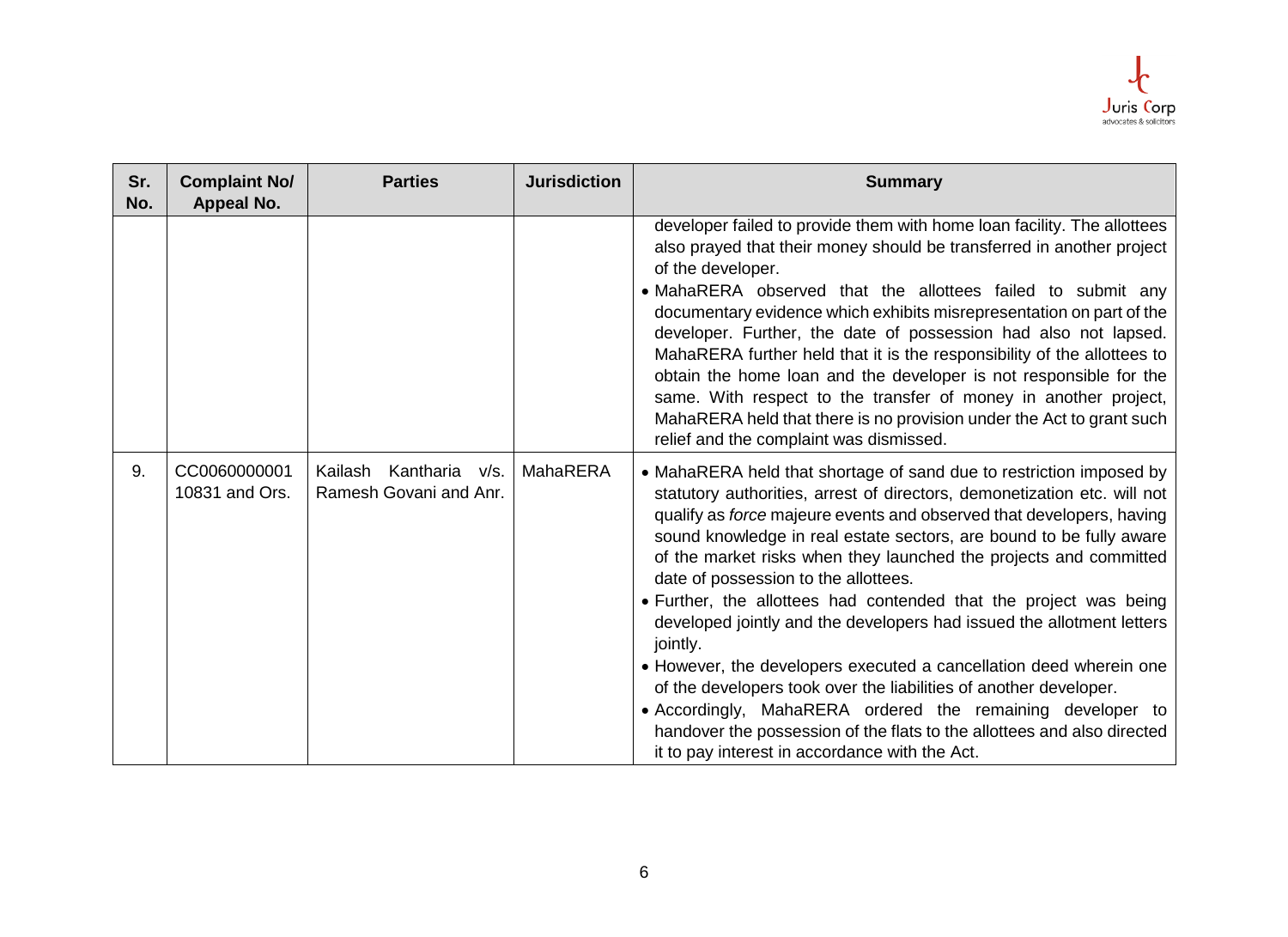| Sr. No. | Complaint No/ Appeal No. | Parties | Jurisdiction | Summary |
|---|---|---|---|---|
| | | | | developer failed to provide them with home loan facility. The allottees also prayed that their money should be transferred in another project of the developer.<br>• MahaRERA observed that the allottees failed to submit any documentary evidence which exhibits misrepresentation on part of the developer. Further, the date of possession had also not lapsed. MahaRERA further held that it is the responsibility of the allottees to obtain the home loan and the developer is not responsible for the same. With respect to the transfer of money in another project, MahaRERA held that there is no provision under the Act to grant such relief and the complaint was dismissed. |
| 9. | CC0060000001 10831 and Ors. | Kailash Kantharia v/s. Ramesh Govani and Anr. | MahaRERA | • MahaRERA held that shortage of sand due to restriction imposed by statutory authorities, arrest of directors, demonetization etc. will not qualify as *force* majeure events and observed that developers, having sound knowledge in real estate sectors, are bound to be fully aware of the market risks when they launched the projects and committed date of possession to the allottees.<br>• Further, the allottees had contended that the project was being developed jointly and the developers had issued the allotment letters jointly.<br>• However, the developers executed a cancellation deed wherein one of the developers took over the liabilities of another developer.<br>• Accordingly, MahaRERA ordered the remaining developer to handover the possession of the flats to the allottees and also directed it to pay interest in accordance with the Act. |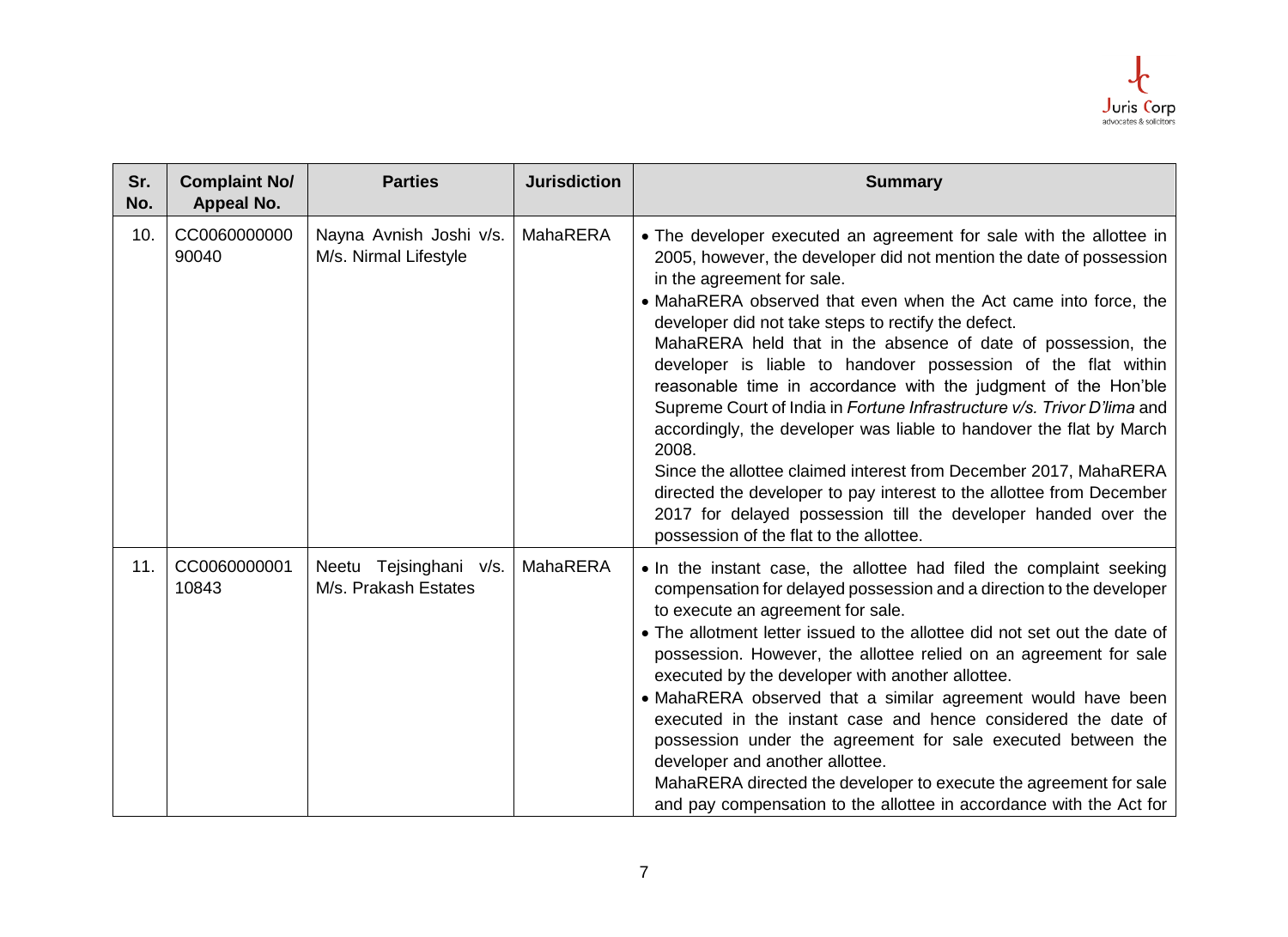| Sr. No. | Complaint No/ Appeal No. | Parties | Jurisdiction | Summary |
|---|---|---|---|---|
| 10. | CC006000000090040 | Nayna Avnish Joshi v/s. M/s. Nirmal Lifestyle | MahaRERA | • The developer executed an agreement for sale with the allottee in 2005, however, the developer did not mention the date of possession in the agreement for sale. <br>• MahaRERA observed that even when the Act came into force, the developer did not take steps to rectify the defect. <br>MahaRERA held that in the absence of date of possession, the developer is liable to handover possession of the flat within reasonable time in accordance with the judgment of the Hon'ble Supreme Court of India in *Fortune Infrastructure v/s. Trivor D'lima* and accordingly, the developer was liable to handover the flat by March 2008. <br>Since the allottee claimed interest from December 2017, MahaRERA directed the developer to pay interest to the allottee from December 2017 for delayed possession till the developer handed over the possession of the flat to the allottee. |
| 11. | CC006000000110843 | Neetu Tejsinghani v/s. M/s. Prakash Estates | MahaRERA | • In the instant case, the allottee had filed the complaint seeking compensation for delayed possession and a direction to the developer to execute an agreement for sale. <br>• The allotment letter issued to the allottee did not set out the date of possession. However, the allottee relied on an agreement for sale executed by the developer with another allottee. <br>• MahaRERA observed that a similar agreement would have been executed in the instant case and hence considered the date of possession under the agreement for sale executed between the developer and another allottee. <br>MahaRERA directed the developer to execute the agreement for sale and pay compensation to the allottee in accordance with the Act for |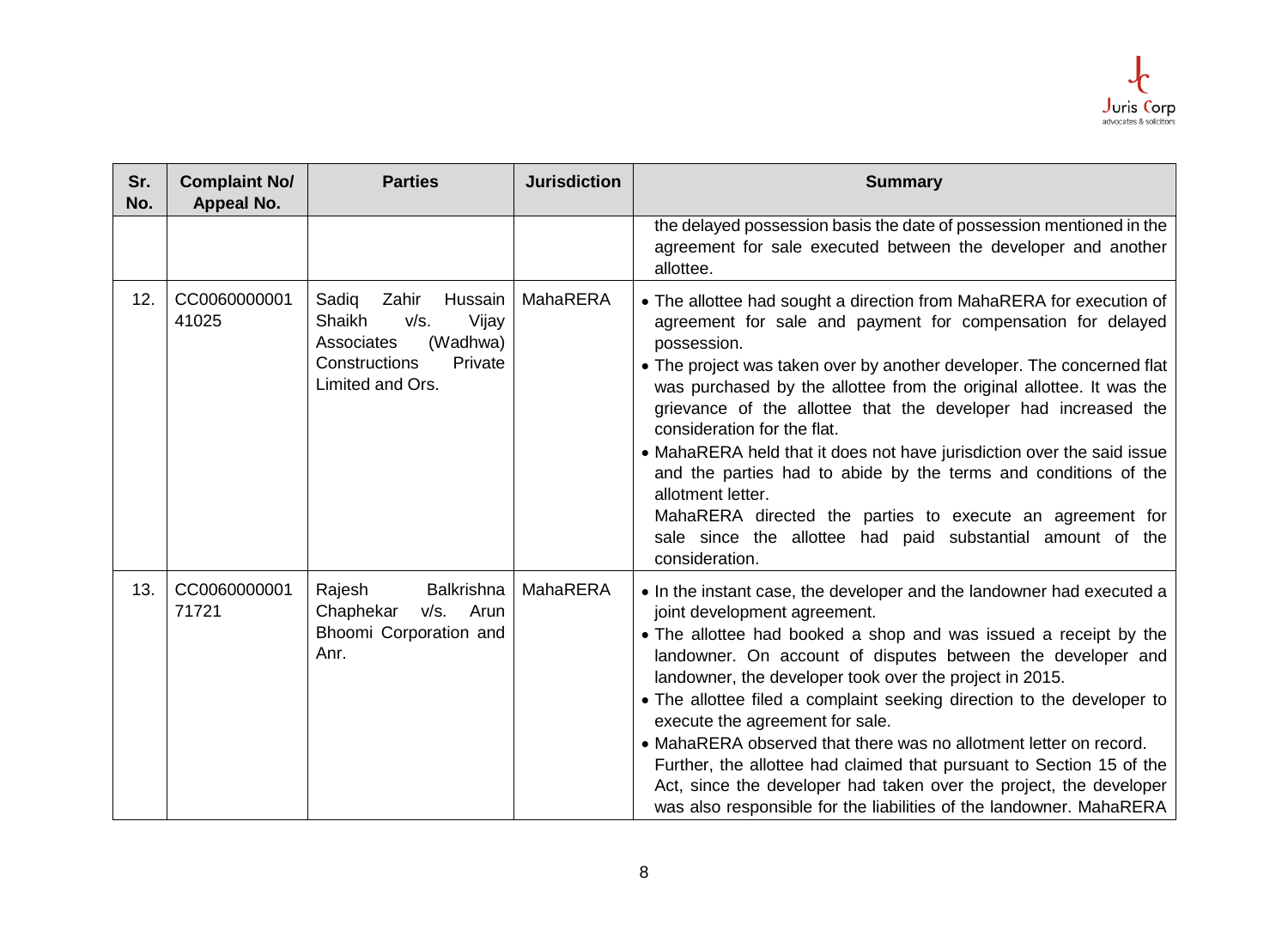| Sr. No. | Complaint No/ Appeal No. | Parties | Jurisdiction | Summary |
|---|---|---|---|---|
| | | | | the delayed possession basis the date of possession mentioned in the agreement for sale executed between the developer and another allottee. |
| 12. | CC006000000141025 | Sadiq Zahir Hussain Shaikh v/s. Vijay Associates (Wadhwa) Constructions Private Limited and Ors. | MahaRERA | • The allottee had sought a direction from MahaRERA for execution of agreement for sale and payment for compensation for delayed possession.<br>• The project was taken over by another developer. The concerned flat was purchased by the allottee from the original allottee. It was the grievance of the allottee that the developer had increased the consideration for the flat.<br>• MahaRERA held that it does not have jurisdiction over the said issue and the parties had to abide by the terms and conditions of the allotment letter.<br>MahaRERA directed the parties to execute an agreement for sale since the allottee had paid substantial amount of the consideration. |
| 13. | CC006000000171721 | Rajesh Balkrishna Chaphekar v/s. Arun Bhoomi Corporation and Anr. | MahaRERA | • In the instant case, the developer and the landowner had executed a joint development agreement.<br>• The allottee had booked a shop and was issued a receipt by the landowner. On account of disputes between the developer and landowner, the developer took over the project in 2015.<br>• The allottee filed a complaint seeking direction to the developer to execute the agreement for sale.<br>• MahaRERA observed that there was no allotment letter on record. Further, the allottee had claimed that pursuant to Section 15 of the Act, since the developer had taken over the project, the developer was also responsible for the liabilities of the landowner. MahaRERA |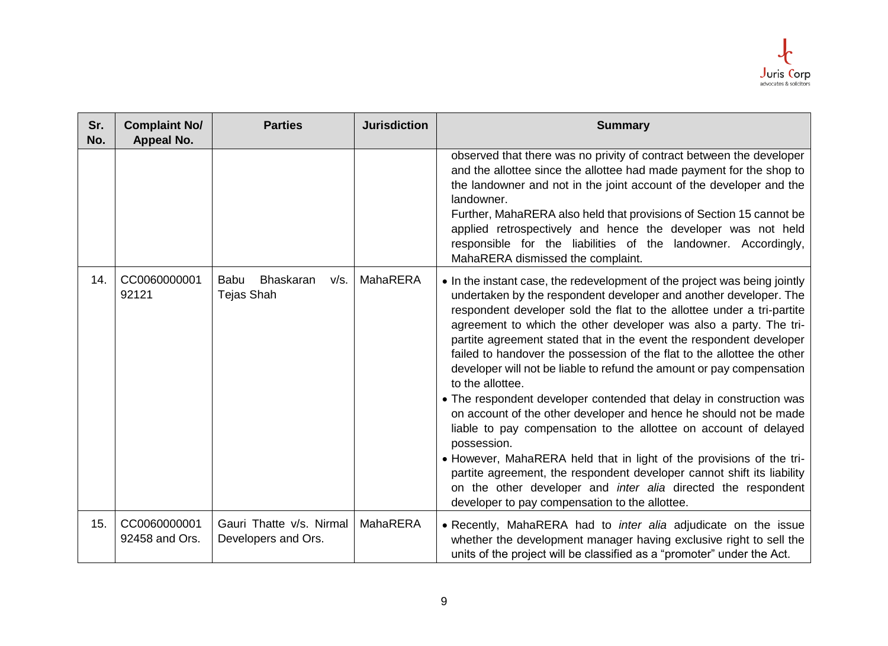| Sr. No. | Complaint No/ Appeal No. | Parties | Jurisdiction | Summary |
|---|---|---|---|---|
| | | | | observed that there was no privity of contract between the developer and the allottee since the allottee had made payment for the shop to the landowner and not in the joint account of the developer and the landowner.<br>Further, MahaRERA also held that provisions of Section 15 cannot be applied retrospectively and hence the developer was not held responsible for the liabilities of the landowner. Accordingly, MahaRERA dismissed the complaint. |
| 14. | CC0060000001 92121 | Babu Bhaskaran v/s. Tejas Shah | MahaRERA | • In the instant case, the redevelopment of the project was being jointly undertaken by the respondent developer and another developer. The respondent developer sold the flat to the allottee under a tri-partite agreement to which the other developer was also a party. The tri-partite agreement stated that in the event the respondent developer failed to handover the possession of the flat to the allottee the other developer will not be liable to refund the amount or pay compensation to the allottee.<br>• The respondent developer contended that delay in construction was on account of the other developer and hence he should not be made liable to pay compensation to the allottee on account of delayed possession.<br>• However, MahaRERA held that in light of the provisions of the tri-partite agreement, the respondent developer cannot shift its liability on the other developer and *inter alia* directed the respondent developer to pay compensation to the allottee. |
| 15. | CC0060000001 92458 and Ors. | Gauri Thatte v/s. Nirmal Developers and Ors. | MahaRERA | • Recently, MahaRERA had to *inter alia* adjudicate on the issue whether the development manager having exclusive right to sell the units of the project will be classified as a "promoter" under the Act. |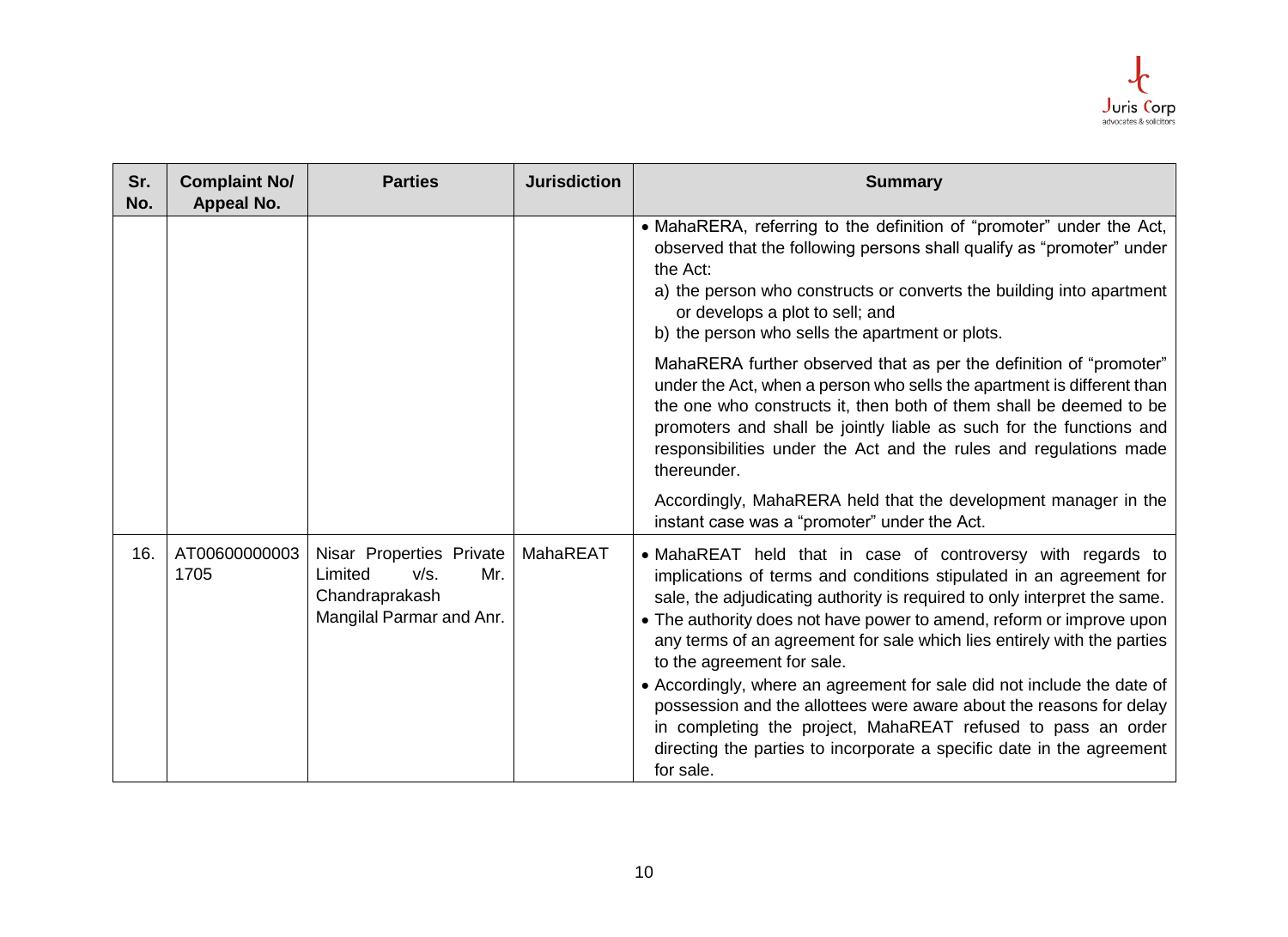| Sr. No. | Complaint No/ Appeal No. | Parties | Jurisdiction | Summary |
|---|---|---|---|---|
| | | | | • MahaRERA, referring to the definition of "promoter" under the Act, observed that the following persons shall qualify as "promoter" under the Act:<br>a) the person who constructs or converts the building into apartment or develops a plot to sell; and<br>b) the person who sells the apartment or plots.<br><br>MahaRERA further observed that as per the definition of "promoter" under the Act, when a person who sells the apartment is different than the one who constructs it, then both of them shall be deemed to be promoters and shall be jointly liable as such for the functions and responsibilities under the Act and the rules and regulations made thereunder.<br><br>Accordingly, MahaRERA held that the development manager in the instant case was a "promoter" under the Act. |
| 16. | AT00600000003 1705 | Nisar Properties Private Limited v/s. Mr. Chandraprakash Mangilal Parmar and Anr. | MahaREAT | • MahaREAT held that in case of controversy with regards to implications of terms and conditions stipulated in an agreement for sale, the adjudicating authority is required to only interpret the same.<br>• The authority does not have power to amend, reform or improve upon any terms of an agreement for sale which lies entirely with the parties to the agreement for sale.<br>• Accordingly, where an agreement for sale did not include the date of possession and the allottees were aware about the reasons for delay in completing the project, MahaREAT refused to pass an order directing the parties to incorporate a specific date in the agreement for sale. |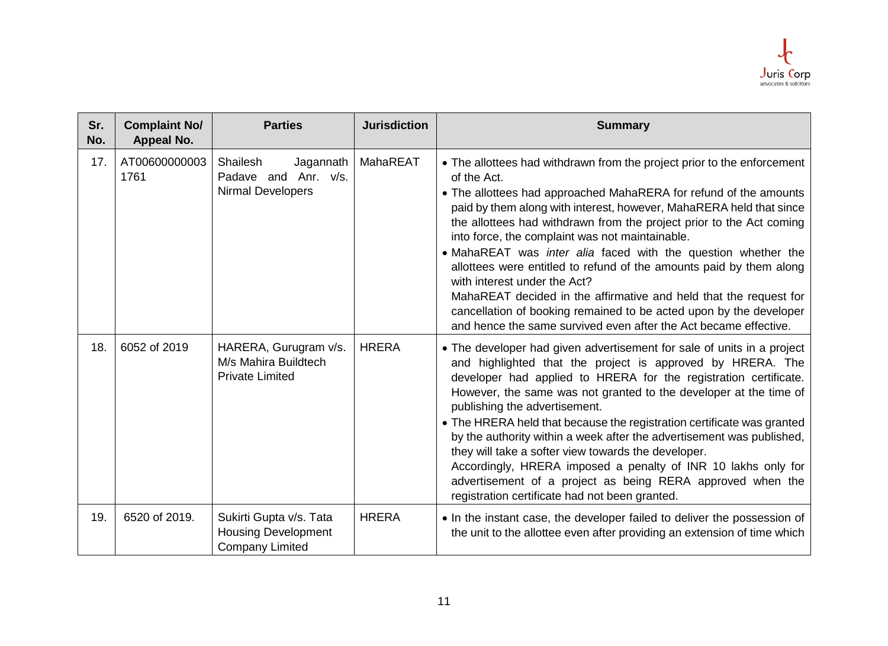| Sr. No. | Complaint No/ Appeal No. | Parties | Jurisdiction | Summary |
|---|---|---|---|---|
| 17. | AT00600000003 1761 | Shailesh Jagannath Padave and Anr. v/s. Nirmal Developers | MahaREAT | • The allottees had withdrawn from the project prior to the enforcement of the Act.<br>• The allottees had approached MahaRERA for refund of the amounts paid by them along with interest, however, MahaRERA held that since the allottees had withdrawn from the project prior to the Act coming into force, the complaint was not maintainable.<br>• MahaREAT was *inter alia* faced with the question whether the allottees were entitled to refund of the amounts paid by them along with interest under the Act?<br>MahaREAT decided in the affirmative and held that the request for cancellation of booking remained to be acted upon by the developer and hence the same survived even after the Act became effective. |
| 18. | 6052 of 2019 | HARERA, Gurugram v/s. M/s Mahira Buildtech Private Limited | HRERA | • The developer had given advertisement for sale of units in a project and highlighted that the project is approved by HRERA. The developer had applied to HRERA for the registration certificate. However, the same was not granted to the developer at the time of publishing the advertisement.<br>• The HRERA held that because the registration certificate was granted by the authority within a week after the advertisement was published, they will take a softer view towards the developer.<br>Accordingly, HRERA imposed a penalty of INR 10 lakhs only for advertisement of a project as being RERA approved when the registration certificate had not been granted. |
| 19. | 6520 of 2019. | Sukirti Gupta v/s. Tata Housing Development Company Limited | HRERA | • In the instant case, the developer failed to deliver the possession of the unit to the allottee even after providing an extension of time which |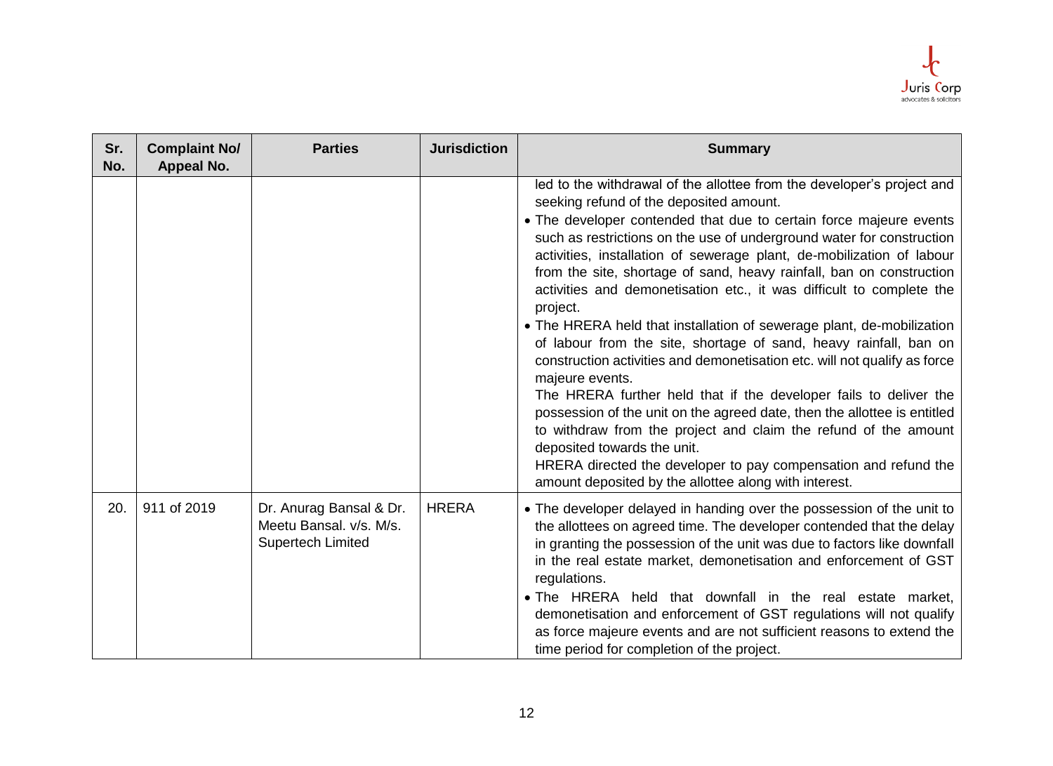| Sr. No. | Complaint No/ Appeal No. | Parties | Jurisdiction | Summary |
|---|---|---|---|---|
| | | | | led to the withdrawal of the allottee from the developer's project and seeking refund of the deposited amount.<br>• The developer contended that due to certain force majeure events such as restrictions on the use of underground water for construction activities, installation of sewerage plant, de-mobilization of labour from the site, shortage of sand, heavy rainfall, ban on construction activities and demonetisation etc., it was difficult to complete the project.<br>• The HRERA held that installation of sewerage plant, de-mobilization of labour from the site, shortage of sand, heavy rainfall, ban on construction activities and demonetisation etc. will not qualify as force majeure events.<br>The HRERA further held that if the developer fails to deliver the possession of the unit on the agreed date, then the allottee is entitled to withdraw from the project and claim the refund of the amount deposited towards the unit.<br>HRERA directed the developer to pay compensation and refund the amount deposited by the allottee along with interest. |
| 20. | 911 of 2019 | Dr. Anurag Bansal & Dr. Meetu Bansal. v/s. M/s. Supertech Limited | HRERA | • The developer delayed in handing over the possession of the unit to the allottees on agreed time. The developer contended that the delay in granting the possession of the unit was due to factors like downfall in the real estate market, demonetisation and enforcement of GST regulations.<br>• The HRERA held that downfall in the real estate market, demonetisation and enforcement of GST regulations will not qualify as force majeure events and are not sufficient reasons to extend the time period for completion of the project. |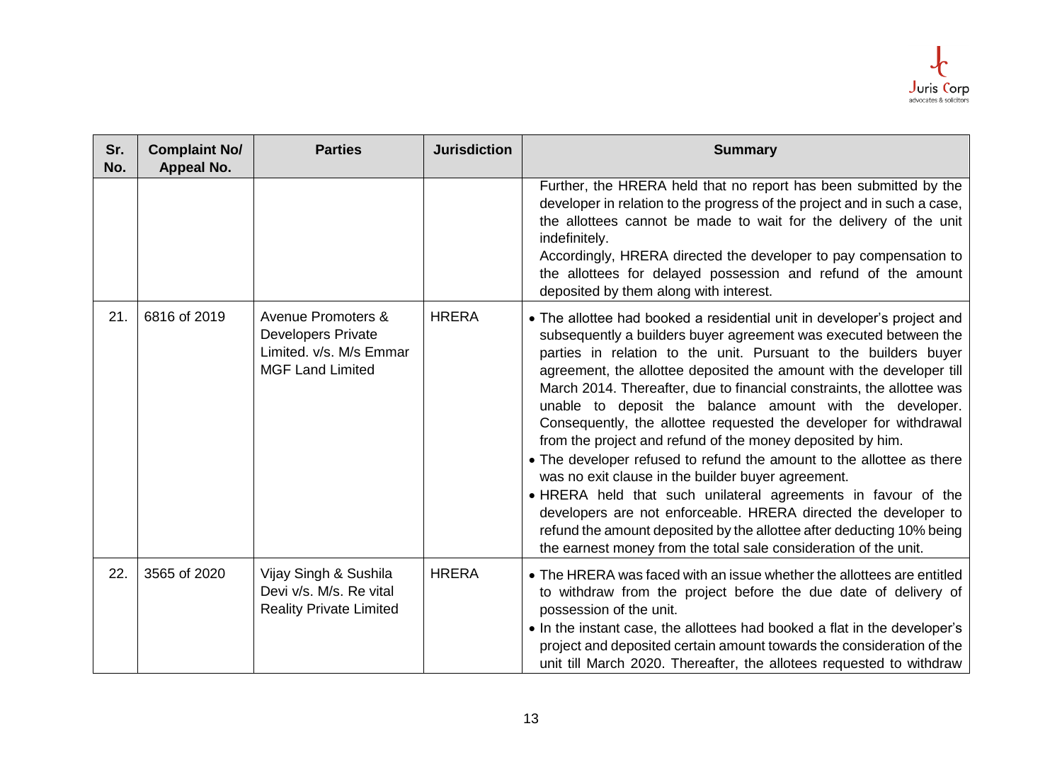| Sr. No. | Complaint No/ Appeal No. | Parties | Jurisdiction | Summary |
|---|---|---|---|---|
| | | | | Further, the HRERA held that no report has been submitted by the developer in relation to the progress of the project and in such a case, the allottees cannot be made to wait for the delivery of the unit indefinitely. Accordingly, HRERA directed the developer to pay compensation to the allottees for delayed possession and refund of the amount deposited by them along with interest. |
| 21. | 6816 of 2019 | Avenue Promoters & Developers Private Limited. v/s. M/s Emmar MGF Land Limited | HRERA | • The allottee had booked a residential unit in developer's project and subsequently a builders buyer agreement was executed between the parties in relation to the unit. Pursuant to the builders buyer agreement, the allottee deposited the amount with the developer till March 2014. Thereafter, due to financial constraints, the allottee was unable to deposit the balance amount with the developer. Consequently, the allottee requested the developer for withdrawal from the project and refund of the money deposited by him. <br>• The developer refused to refund the amount to the allottee as there was no exit clause in the builder buyer agreement. <br>• HRERA held that such unilateral agreements in favour of the developers are not enforceable. HRERA directed the developer to refund the amount deposited by the allottee after deducting 10% being the earnest money from the total sale consideration of the unit. |
| 22. | 3565 of 2020 | Vijay Singh & Sushila Devi v/s. M/s. Re vital Reality Private Limited | HRERA | • The HRERA was faced with an issue whether the allottees are entitled to withdraw from the project before the due date of delivery of possession of the unit. <br>• In the instant case, the allottees had booked a flat in the developer's project and deposited certain amount towards the consideration of the unit till March 2020. Thereafter, the allotees requested to withdraw |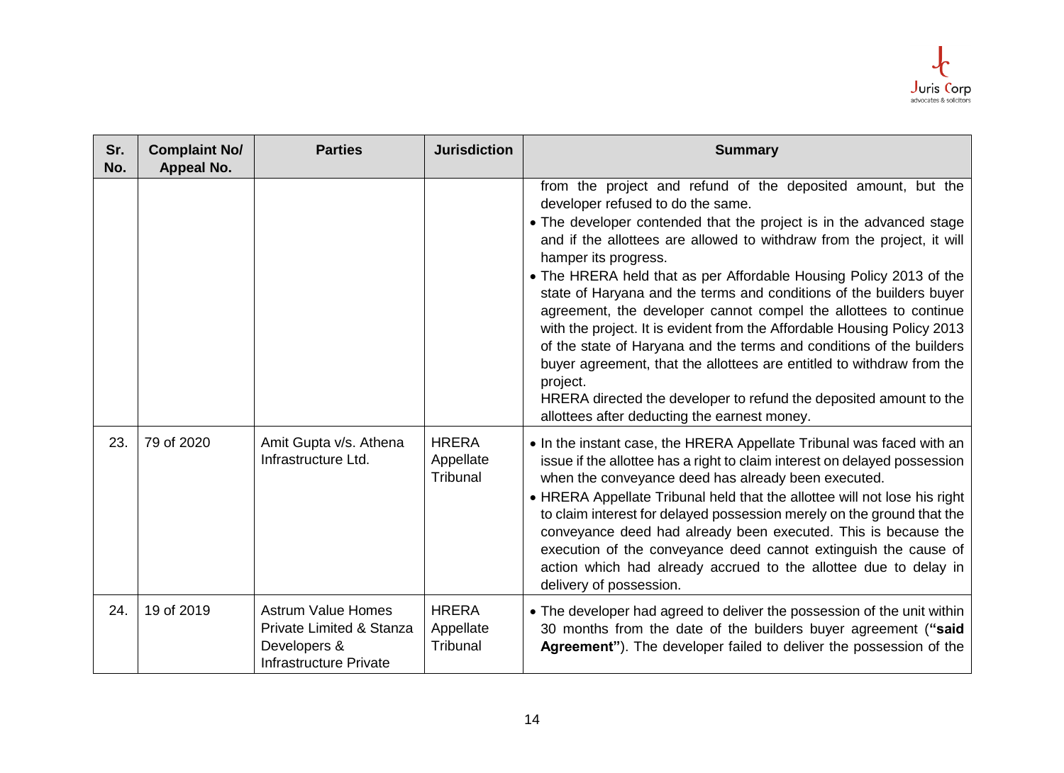| Sr. No. | Complaint No/ Appeal No. | Parties | Jurisdiction | Summary |
|---|---|---|---|---|
| | | | | from the project and refund of the deposited amount, but the developer refused to do the same.<br>• The developer contended that the project is in the advanced stage and if the allottees are allowed to withdraw from the project, it will hamper its progress.<br>• The HRERA held that as per Affordable Housing Policy 2013 of the state of Haryana and the terms and conditions of the builders buyer agreement, the developer cannot compel the allottees to continue with the project. It is evident from the Affordable Housing Policy 2013 of the state of Haryana and the terms and conditions of the builders buyer agreement, that the allottees are entitled to withdraw from the project.<br>HRERA directed the developer to refund the deposited amount to the allottees after deducting the earnest money. |
| 23. | 79 of 2020 | Amit Gupta v/s. Athena Infrastructure Ltd. | HRERA Appellate Tribunal | • In the instant case, the HRERA Appellate Tribunal was faced with an issue if the allottee has a right to claim interest on delayed possession when the conveyance deed has already been executed.<br>• HRERA Appellate Tribunal held that the allottee will not lose his right to claim interest for delayed possession merely on the ground that the conveyance deed had already been executed. This is because the execution of the conveyance deed cannot extinguish the cause of action which had already accrued to the allottee due to delay in delivery of possession. |
| 24. | 19 of 2019 | Astrum Value Homes Private Limited & Stanza Developers & Infrastructure Private | HRERA Appellate Tribunal | • The developer had agreed to deliver the possession of the unit within 30 months from the date of the builders buyer agreement (**"said Agreement"**). The developer failed to deliver the possession of the |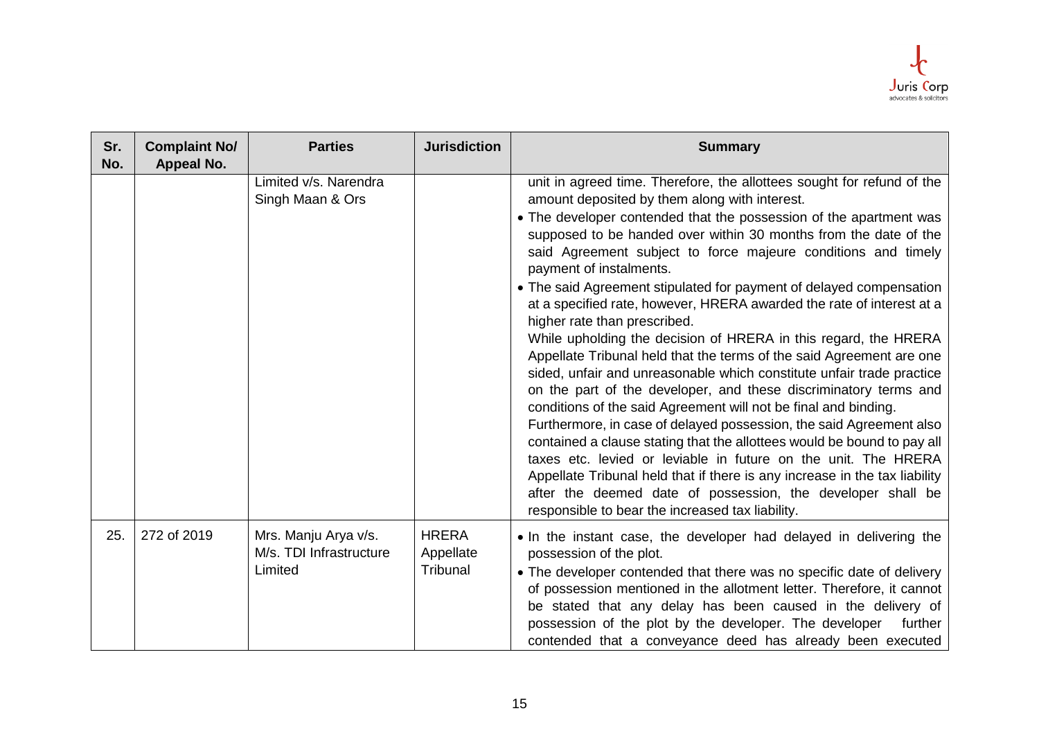| Sr. No. | Complaint No/ Appeal No. | Parties | Jurisdiction | Summary |
|---|---|---|---|---|
| | | Limited v/s. Narendra Singh Maan & Ors | | unit in agreed time. Therefore, the allottees sought for refund of the amount deposited by them along with interest.<br>• The developer contended that the possession of the apartment was supposed to be handed over within 30 months from the date of the said Agreement subject to force majeure conditions and timely payment of instalments.<br>• The said Agreement stipulated for payment of delayed compensation at a specified rate, however, HRERA awarded the rate of interest at a higher rate than prescribed.<br>While upholding the decision of HRERA in this regard, the HRERA Appellate Tribunal held that the terms of the said Agreement are one sided, unfair and unreasonable which constitute unfair trade practice on the part of the developer, and these discriminatory terms and conditions of the said Agreement will not be final and binding.<br>Furthermore, in case of delayed possession, the said Agreement also contained a clause stating that the allottees would be bound to pay all taxes etc. levied or leviable in future on the unit. The HRERA Appellate Tribunal held that if there is any increase in the tax liability after the deemed date of possession, the developer shall be responsible to bear the increased tax liability. |
| 25. | 272 of 2019 | Mrs. Manju Arya v/s. M/s. TDI Infrastructure Limited | HRERA Appellate Tribunal | • In the instant case, the developer had delayed in delivering the possession of the plot.<br>• The developer contended that there was no specific date of delivery of possession mentioned in the allotment letter. Therefore, it cannot be stated that any delay has been caused in the delivery of possession of the plot by the developer. The developer further contended that a conveyance deed has already been executed |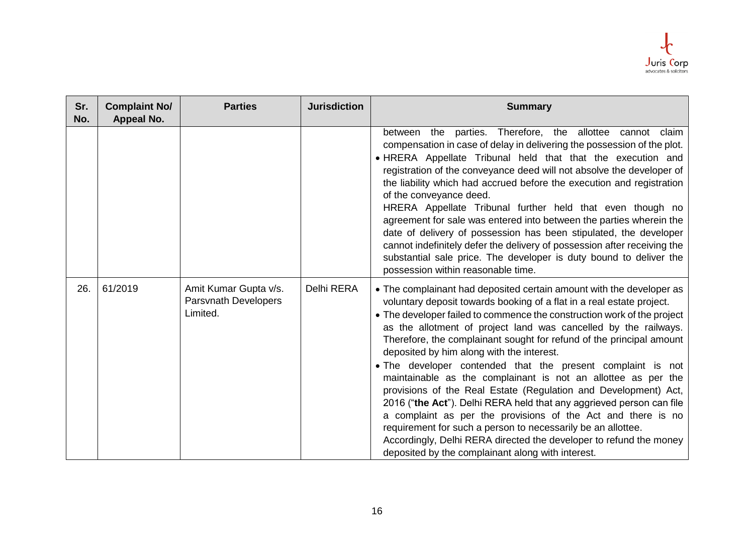| Sr. No. | Complaint No/ Appeal No. | Parties | Jurisdiction | Summary |
|---|---|---|---|---|
| | | | | between the parties. Therefore, the allottee cannot claim compensation in case of delay in delivering the possession of the plot.<br>• HRERA Appellate Tribunal held that that the execution and registration of the conveyance deed will not absolve the developer of the liability which had accrued before the execution and registration of the conveyance deed.<br>HRERA Appellate Tribunal further held that even though no agreement for sale was entered into between the parties wherein the date of delivery of possession has been stipulated, the developer cannot indefinitely defer the delivery of possession after receiving the substantial sale price. The developer is duty bound to deliver the possession within reasonable time. |
| 26. | 61/2019 | Amit Kumar Gupta v/s. Parsvnath Developers Limited. | Delhi RERA | • The complainant had deposited certain amount with the developer as voluntary deposit towards booking of a flat in a real estate project.<br>• The developer failed to commence the construction work of the project as the allotment of project land was cancelled by the railways. Therefore, the complainant sought for refund of the principal amount deposited by him along with the interest.<br>• The developer contended that the present complaint is not maintainable as the complainant is not an allottee as per the provisions of the Real Estate (Regulation and Development) Act, 2016 ("**the Act**"). Delhi RERA held that any aggrieved person can file a complaint as per the provisions of the Act and there is no requirement for such a person to necessarily be an allottee.<br>Accordingly, Delhi RERA directed the developer to refund the money deposited by the complainant along with interest. |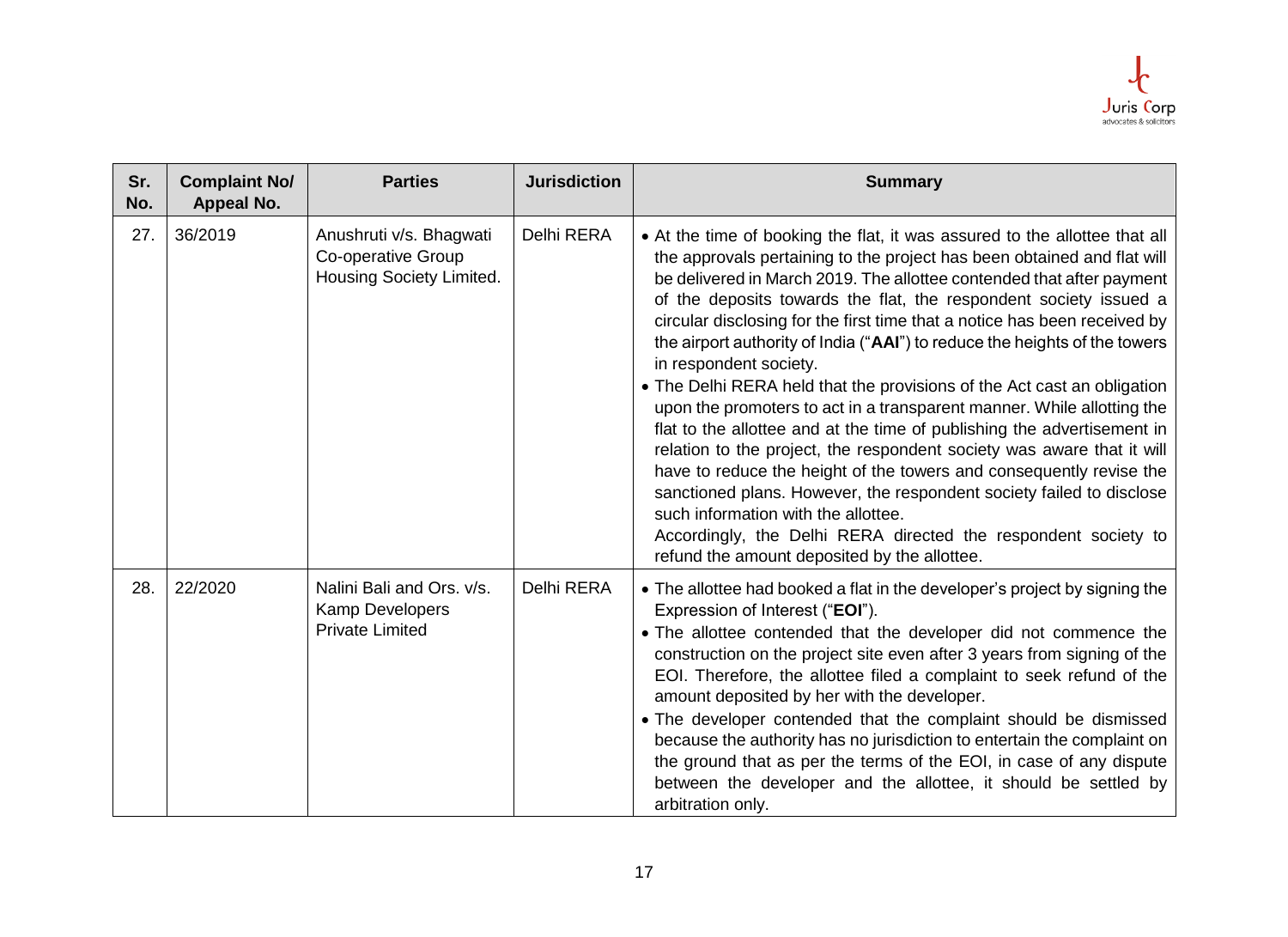| Sr. No. | Complaint No/ Appeal No. | Parties | Jurisdiction | Summary |
|---|---|---|---|---|
| 27. | 36/2019 | Anushruti v/s. Bhagwati Co-operative Group Housing Society Limited. | Delhi RERA | • At the time of booking the flat, it was assured to the allottee that all the approvals pertaining to the project has been obtained and flat will be delivered in March 2019. The allottee contended that after payment of the deposits towards the flat, the respondent society issued a circular disclosing for the first time that a notice has been received by the airport authority of India ("**AAI**") to reduce the heights of the towers in respondent society.<br>• The Delhi RERA held that the provisions of the Act cast an obligation upon the promoters to act in a transparent manner. While allotting the flat to the allottee and at the time of publishing the advertisement in relation to the project, the respondent society was aware that it will have to reduce the height of the towers and consequently revise the sanctioned plans. However, the respondent society failed to disclose such information with the allottee.<br>Accordingly, the Delhi RERA directed the respondent society to refund the amount deposited by the allottee. |
| 28. | 22/2020 | Nalini Bali and Ors. v/s. Kamp Developers Private Limited | Delhi RERA | • The allottee had booked a flat in the developer's project by signing the Expression of Interest ("**EOI**").<br>• The allottee contended that the developer did not commence the construction on the project site even after 3 years from signing of the EOI. Therefore, the allottee filed a complaint to seek refund of the amount deposited by her with the developer.<br>• The developer contended that the complaint should be dismissed because the authority has no jurisdiction to entertain the complaint on the ground that as per the terms of the EOI, in case of any dispute between the developer and the allottee, it should be settled by arbitration only. |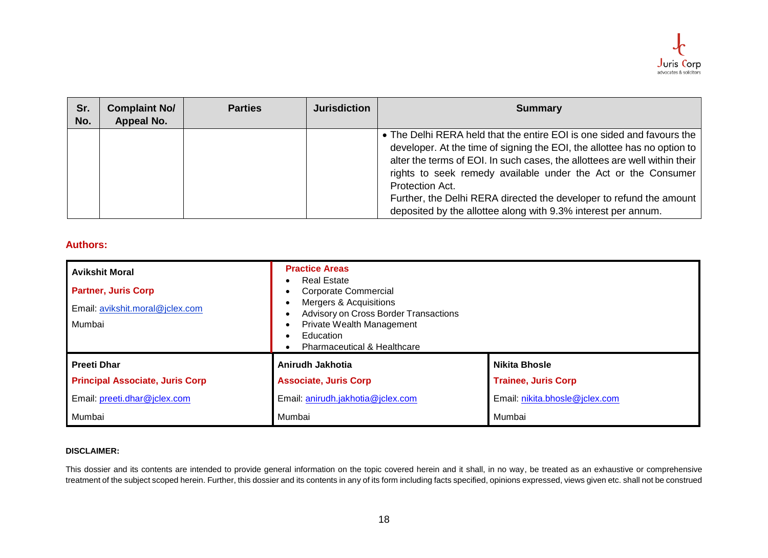| Sr. No. | Complaint No/ Appeal No. | Parties | Jurisdiction | Summary |
| --- | --- | --- | --- | --- |
| | | | | • The Delhi RERA held that the entire EOI is one sided and favours the developer. At the time of signing the EOI, the allottee has no option to alter the terms of EOI. In such cases, the allottees are well within their rights to seek remedy available under the Act or the Consumer Protection Act.<br>Further, the Delhi RERA directed the developer to refund the amount deposited by the allottee along with 9.3% interest per annum. |

## Authors:

| | | |
| --- | --- | --- |
| **Avikshit Moral**<br>**Partner, Juris Corp**<br>Email: avikshit.moral@jclex.com<br>Mumbai | **Practice Areas**<br>• Real Estate<br>• Corporate Commercial<br>• Mergers & Acquisitions<br>• Advisory on Cross Border Transactions<br>• Private Wealth Management<br>• Education<br>• Pharmaceutical & Healthcare | |
| **Preeti Dhar**<br>**Principal Associate, Juris Corp**<br>Email: preeti.dhar@jclex.com<br>Mumbai | **Anirudh Jakhotia**<br>**Associate, Juris Corp**<br>Email: anirudh.jakhotia@jclex.com<br>Mumbai | **Nikita Bhosle**<br>**Trainee, Juris Corp**<br>Email: nikita.bhosle@jclex.com<br>Mumbai |

**DISCLAIMER:**

This dossier and its contents are intended to provide general information on the topic covered herein and it shall, in no way, be treated as an exhaustive or comprehensive treatment of the subject scoped herein. Further, this dossier and its contents in any of its form including facts specified, opinions expressed, views given etc. shall not be construed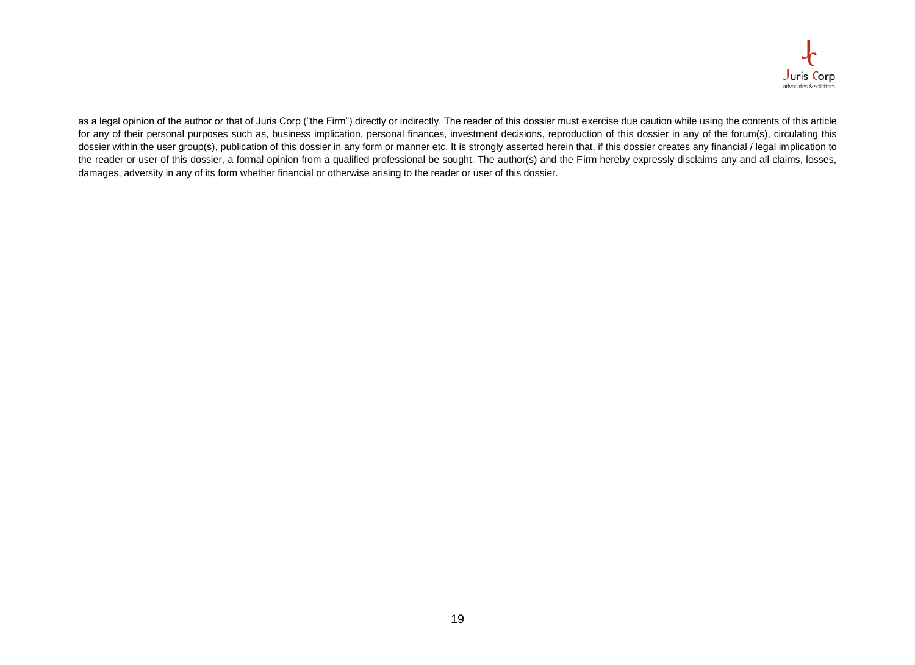as a legal opinion of the author or that of Juris Corp ("the Firm") directly or indirectly. The reader of this dossier must exercise due caution while using the contents of this article for any of their personal purposes such as, business implication, personal finances, investment decisions, reproduction of this dossier in any of the forum(s), circulating this dossier within the user group(s), publication of this dossier in any form or manner etc. It is strongly asserted herein that, if this dossier creates any financial / legal implication to the reader or user of this dossier, a formal opinion from a qualified professional be sought. The author(s) and the Firm hereby expressly disclaims any and all claims, losses, damages, adversity in any of its form whether financial or otherwise arising to the reader or user of this dossier.